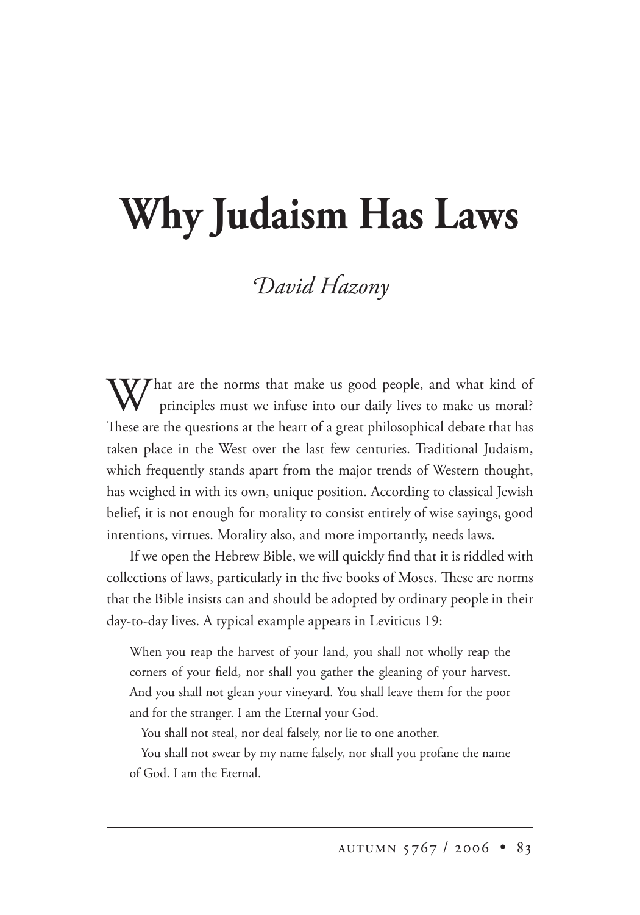# Why Judaism Has Laws

*David Hazony*

What are the norms that make us good people, and what kind of principles must we infuse into our daily lives to make us moral? These are the questions at the heart of a great philosophical debate that has taken place in the West over the last few centuries. Traditional Judaism, which frequently stands apart from the major trends of Western thought, has weighed in with its own, unique position. According to classical Jewish belief, it is not enough for morality to consist entirely of wise sayings, good intentions, virtues. Morality also, and more importantly, needs laws.

If we open the Hebrew Bible, we will quickly find that it is riddled with collections of laws, particularly in the five books of Moses. These are norms that the Bible insists can and should be adopted by ordinary people in their day-to-day lives. A typical example appears in Leviticus 19:

> When you reap the harvest of your land, you shall not wholly reap the corners of your field, nor shall you gather the gleaning of your harvest. And you shall not glean your vineyard. You shall leave them for the poor and for the stranger. I am the Eternal your God.
>
> You shall not steal, nor deal falsely, nor lie to one another.
>
> You shall not swear by my name falsely, nor shall you profane the name of God. I am the Eternal.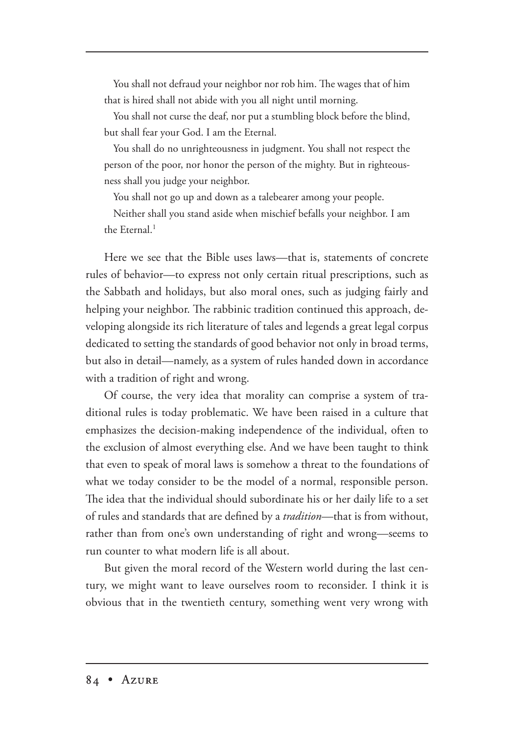> You shall not defraud your neighbor nor rob him. The wages that of him that is hired shall not abide with you all night until morning.
>
> You shall not curse the deaf, nor put a stumbling block before the blind, but shall fear your God. I am the Eternal.
>
> You shall do no unrighteousness in judgment. You shall not respect the person of the poor, nor honor the person of the mighty. But in righteousness shall you judge your neighbor.
>
> You shall not go up and down as a talebearer among your people.
>
> Neither shall you stand aside when mischief befalls your neighbor. I am the Eternal.[1]

Here we see that the Bible uses laws—that is, statements of concrete rules of behavior—to express not only certain ritual prescriptions, such as the Sabbath and holidays, but also moral ones, such as judging fairly and helping your neighbor. The rabbinic tradition continued this approach, developing alongside its rich literature of tales and legends a great legal corpus dedicated to setting the standards of good behavior not only in broad terms, but also in detail—namely, as a system of rules handed down in accordance with a tradition of right and wrong.

Of course, the very idea that morality can comprise a system of traditional rules is today problematic. We have been raised in a culture that emphasizes the decision-making independence of the individual, often to the exclusion of almost everything else. And we have been taught to think that even to speak of moral laws is somehow a threat to the foundations of what we today consider to be the model of a normal, responsible person. The idea that the individual should subordinate his or her daily life to a set of rules and standards that are defined by a *tradition*—that is from without, rather than from one's own understanding of right and wrong—seems to run counter to what modern life is all about.

But given the moral record of the Western world during the last century, we might want to leave ourselves room to reconsider. I think it is obvious that in the twentieth century, something went very wrong with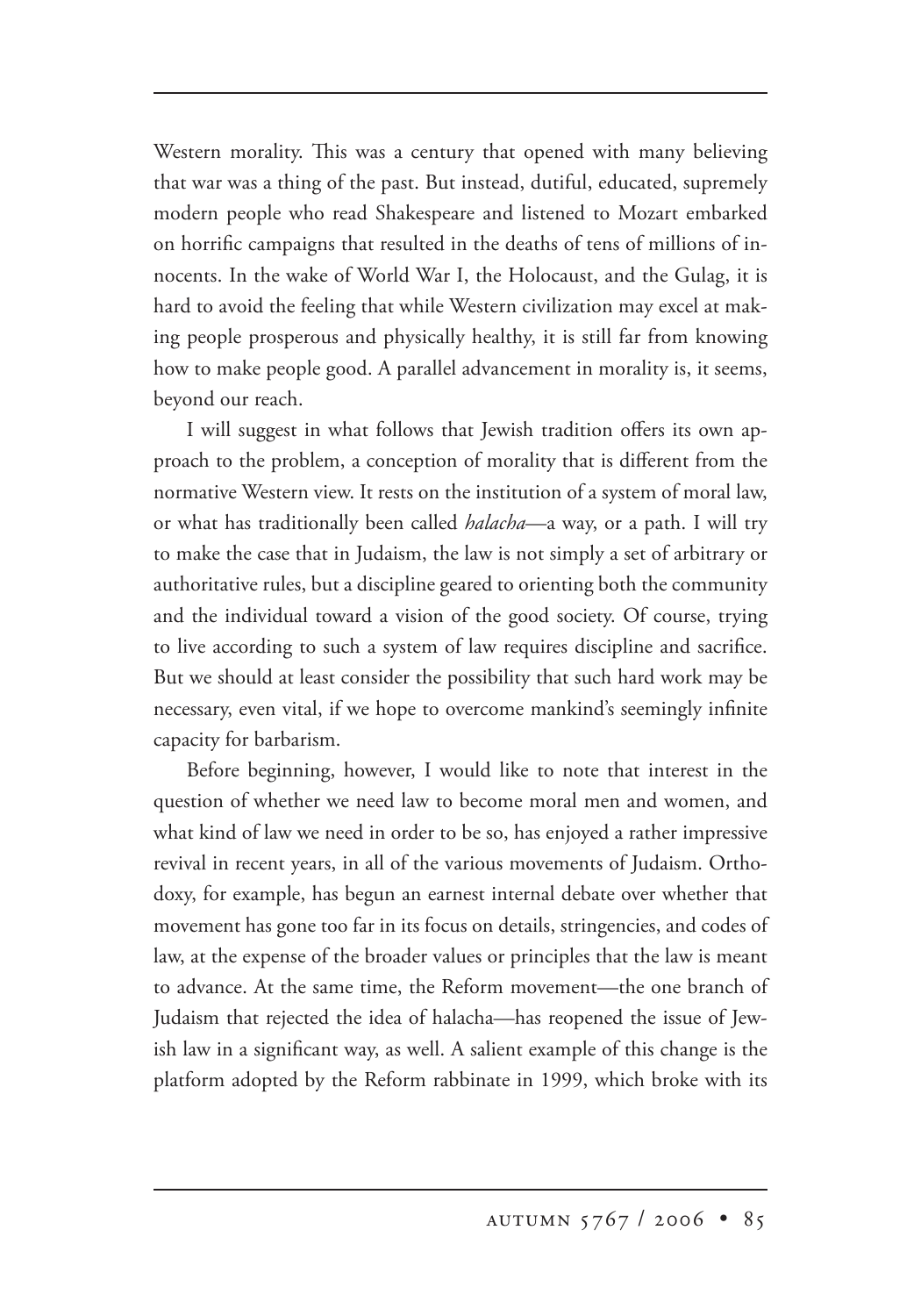Western morality. This was a century that opened with many believing that war was a thing of the past. But instead, dutiful, educated, supremely modern people who read Shakespeare and listened to Mozart embarked on horrific campaigns that resulted in the deaths of tens of millions of innocents. In the wake of World War I, the Holocaust, and the Gulag, it is hard to avoid the feeling that while Western civilization may excel at making people prosperous and physically healthy, it is still far from knowing how to make people good. A parallel advancement in morality is, it seems, beyond our reach.

I will suggest in what follows that Jewish tradition offers its own approach to the problem, a conception of morality that is different from the normative Western view. It rests on the institution of a system of moral law, or what has traditionally been called *halacha*—a way, or a path. I will try to make the case that in Judaism, the law is not simply a set of arbitrary or authoritative rules, but a discipline geared to orienting both the community and the individual toward a vision of the good society. Of course, trying to live according to such a system of law requires discipline and sacrifice. But we should at least consider the possibility that such hard work may be necessary, even vital, if we hope to overcome mankind's seemingly infinite capacity for barbarism.

Before beginning, however, I would like to note that interest in the question of whether we need law to become moral men and women, and what kind of law we need in order to be so, has enjoyed a rather impressive revival in recent years, in all of the various movements of Judaism. Orthodoxy, for example, has begun an earnest internal debate over whether that movement has gone too far in its focus on details, stringencies, and codes of law, at the expense of the broader values or principles that the law is meant to advance. At the same time, the Reform movement—the one branch of Judaism that rejected the idea of halacha—has reopened the issue of Jewish law in a significant way, as well. A salient example of this change is the platform adopted by the Reform rabbinate in 1999, which broke with its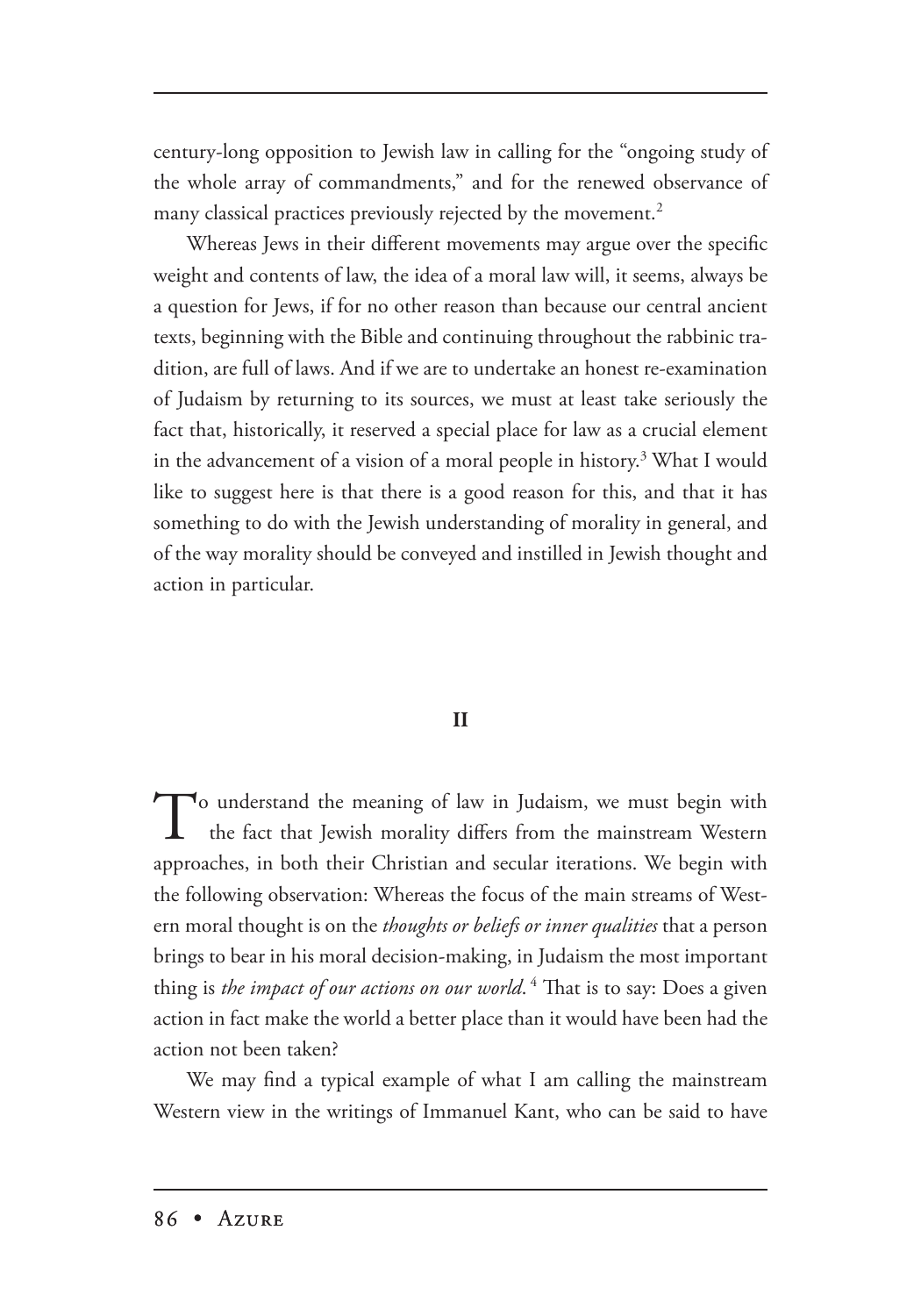century-long opposition to Jewish law in calling for the "ongoing study of the whole array of commandments," and for the renewed observance of many classical practices previously rejected by the movement.[2]

Whereas Jews in their different movements may argue over the specific weight and contents of law, the idea of a moral law will, it seems, always be a question for Jews, if for no other reason than because our central ancient texts, beginning with the Bible and continuing throughout the rabbinic tradition, are full of laws. And if we are to undertake an honest re-examination of Judaism by returning to its sources, we must at least take seriously the fact that, historically, it reserved a special place for law as a crucial element in the advancement of a vision of a moral people in history.[3] What I would like to suggest here is that there is a good reason for this, and that it has something to do with the Jewish understanding of morality in general, and of the way morality should be conveyed and instilled in Jewish thought and action in particular.

## II

To understand the meaning of law in Judaism, we must begin with the fact that Jewish morality differs from the mainstream Western approaches, in both their Christian and secular iterations. We begin with the following observation: Whereas the focus of the main streams of Western moral thought is on the *thoughts or beliefs or inner qualities* that a person brings to bear in his moral decision-making, in Judaism the most important thing is *the impact of our actions on our world*.[4] That is to say: Does a given action in fact make the world a better place than it would have been had the action not been taken?

We may find a typical example of what I am calling the mainstream Western view in the writings of Immanuel Kant, who can be said to have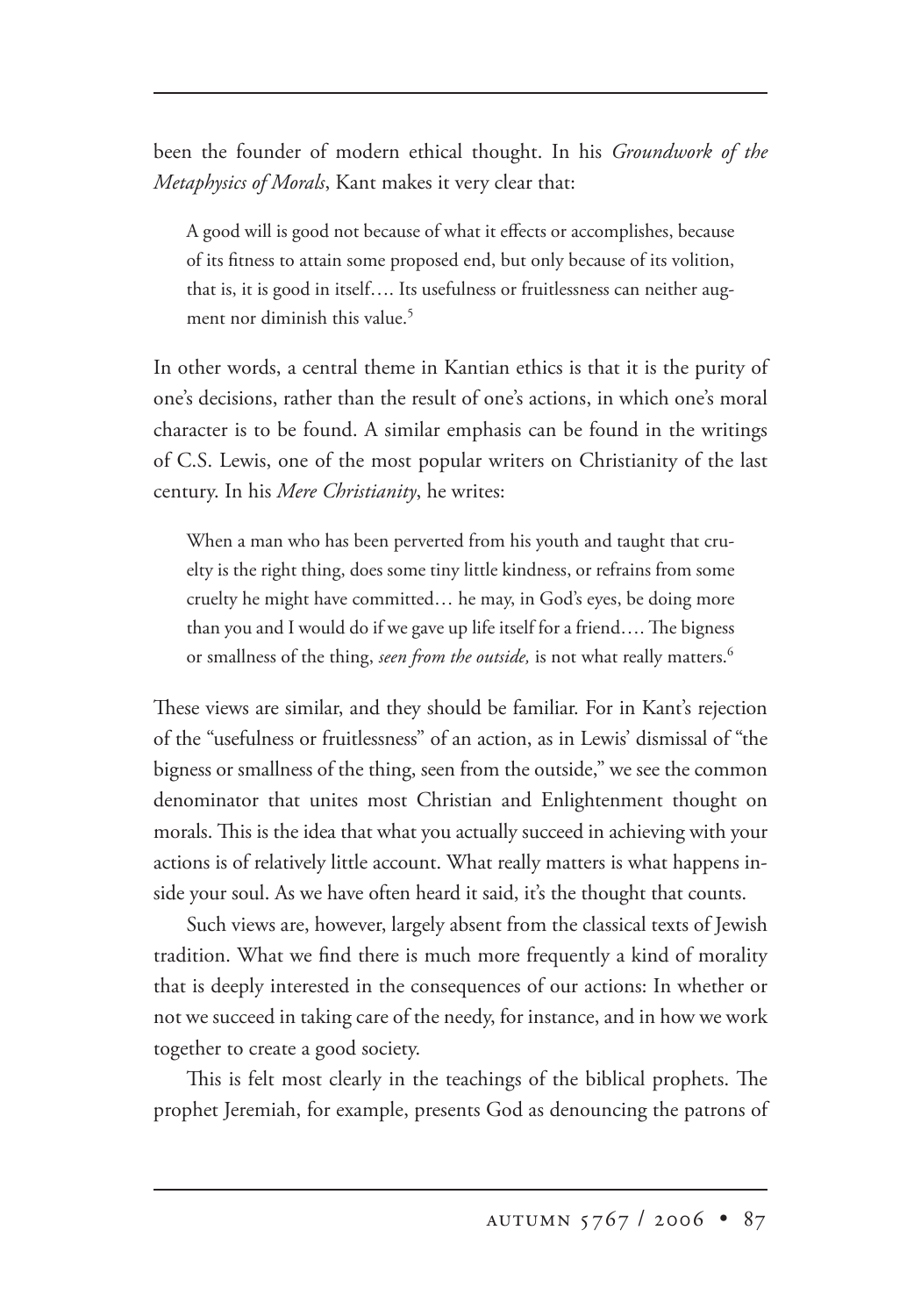been the founder of modern ethical thought. In his *Groundwork of the Metaphysics of Morals*, Kant makes it very clear that:

> A good will is good not because of what it effects or accomplishes, because of its fitness to attain some proposed end, but only because of its volition, that is, it is good in itself…. Its usefulness or fruitlessness can neither augment nor diminish this value.[5]

In other words, a central theme in Kantian ethics is that it is the purity of one's decisions, rather than the result of one's actions, in which one's moral character is to be found. A similar emphasis can be found in the writings of C.S. Lewis, one of the most popular writers on Christianity of the last century. In his *Mere Christianity*, he writes:

> When a man who has been perverted from his youth and taught that cruelty is the right thing, does some tiny little kindness, or refrains from some cruelty he might have committed… he may, in God's eyes, be doing more than you and I would do if we gave up life itself for a friend…. The bigness or smallness of the thing, *seen from the outside,* is not what really matters.[6]

These views are similar, and they should be familiar. For in Kant's rejection of the "usefulness or fruitlessness" of an action, as in Lewis' dismissal of "the bigness or smallness of the thing, seen from the outside," we see the common denominator that unites most Christian and Enlightenment thought on morals. This is the idea that what you actually succeed in achieving with your actions is of relatively little account. What really matters is what happens inside your soul. As we have often heard it said, it's the thought that counts.

Such views are, however, largely absent from the classical texts of Jewish tradition. What we find there is much more frequently a kind of morality that is deeply interested in the consequences of our actions: In whether or not we succeed in taking care of the needy, for instance, and in how we work together to create a good society.

This is felt most clearly in the teachings of the biblical prophets. The prophet Jeremiah, for example, presents God as denouncing the patrons of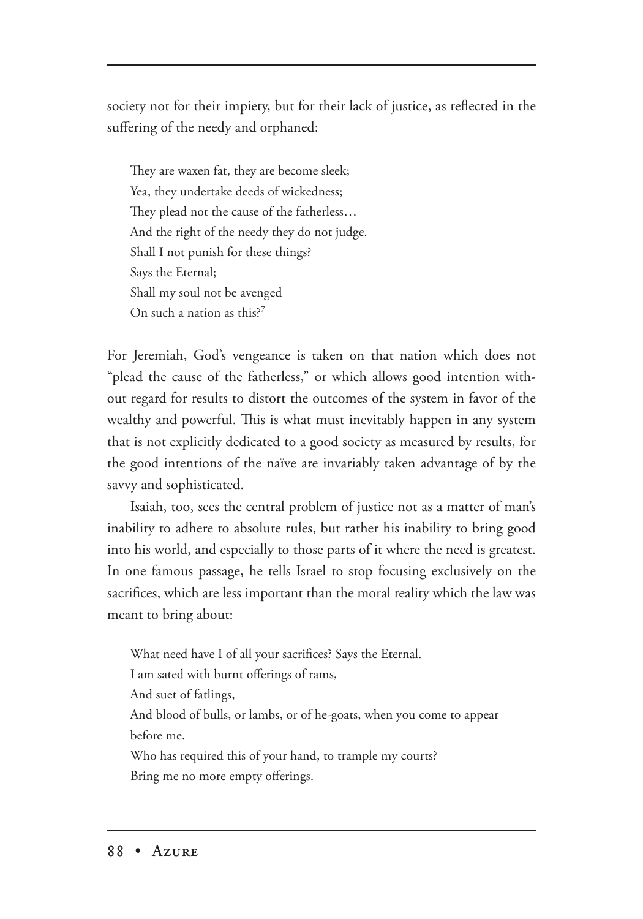society not for their impiety, but for their lack of justice, as reflected in the suffering of the needy and orphaned:

> They are waxen fat, they are become sleek;
> Yea, they undertake deeds of wickedness;
> They plead not the cause of the fatherless…
> And the right of the needy they do not judge.
> Shall I not punish for these things?
> Says the Eternal;
> Shall my soul not be avenged
> On such a nation as this?[7]

For Jeremiah, God's vengeance is taken on that nation which does not "plead the cause of the fatherless," or which allows good intention without regard for results to distort the outcomes of the system in favor of the wealthy and powerful. This is what must inevitably happen in any system that is not explicitly dedicated to a good society as measured by results, for the good intentions of the naïve are invariably taken advantage of by the savvy and sophisticated.

Isaiah, too, sees the central problem of justice not as a matter of man's inability to adhere to absolute rules, but rather his inability to bring good into his world, and especially to those parts of it where the need is greatest. In one famous passage, he tells Israel to stop focusing exclusively on the sacrifices, which are less important than the moral reality which the law was meant to bring about:

> What need have I of all your sacrifices? Says the Eternal.
> I am sated with burnt offerings of rams,
> And suet of fatlings,
> And blood of bulls, or lambs, or of he-goats, when you come to appear before me.
> Who has required this of your hand, to trample my courts?
> Bring me no more empty offerings.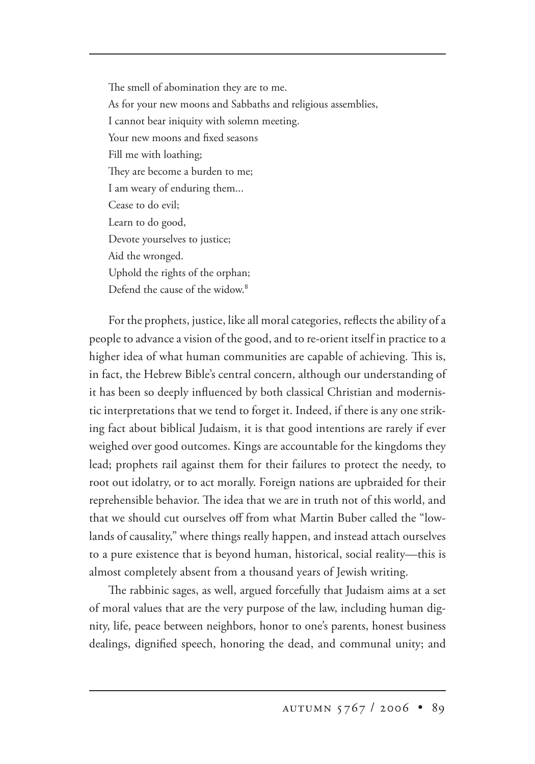The smell of abomination they are to me.
As for your new moons and Sabbaths and religious assemblies,
I cannot bear iniquity with solemn meeting.
Your new moons and fixed seasons
Fill me with loathing;
They are become a burden to me;
I am weary of enduring them...
Cease to do evil;
Learn to do good,
Devote yourselves to justice;
Aid the wronged.
Uphold the rights of the orphan;
Defend the cause of the widow.[8]

For the prophets, justice, like all moral categories, reflects the ability of a people to advance a vision of the good, and to re-orient itself in practice to a higher idea of what human communities are capable of achieving. This is, in fact, the Hebrew Bible's central concern, although our understanding of it has been so deeply influenced by both classical Christian and modernistic interpretations that we tend to forget it. Indeed, if there is any one striking fact about biblical Judaism, it is that good intentions are rarely if ever weighed over good outcomes. Kings are accountable for the kingdoms they lead; prophets rail against them for their failures to protect the needy, to root out idolatry, or to act morally. Foreign nations are upbraided for their reprehensible behavior. The idea that we are in truth not of this world, and that we should cut ourselves off from what Martin Buber called the "lowlands of causality," where things really happen, and instead attach ourselves to a pure existence that is beyond human, historical, social reality—this is almost completely absent from a thousand years of Jewish writing.

The rabbinic sages, as well, argued forcefully that Judaism aims at a set of moral values that are the very purpose of the law, including human dignity, life, peace between neighbors, honor to one's parents, honest business dealings, dignified speech, honoring the dead, and communal unity; and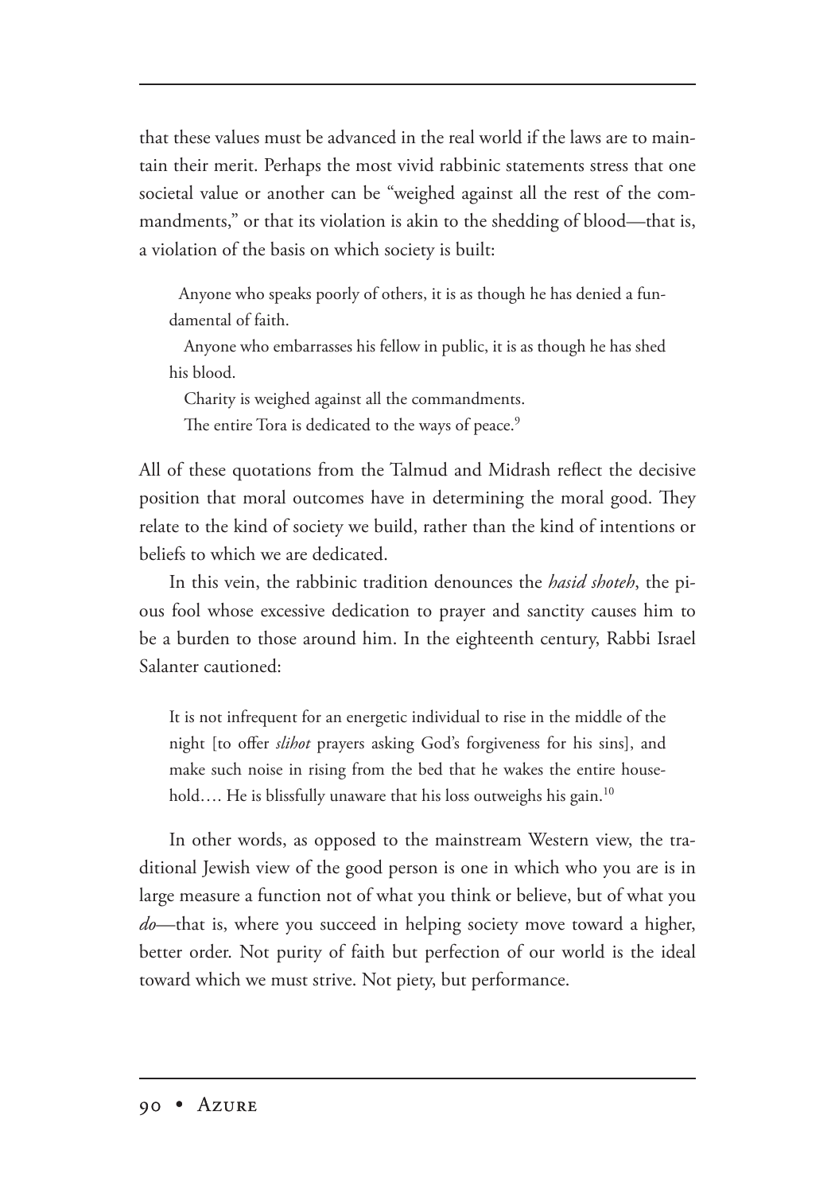that these values must be advanced in the real world if the laws are to maintain their merit. Perhaps the most vivid rabbinic statements stress that one societal value or another can be "weighed against all the rest of the commandments," or that its violation is akin to the shedding of blood—that is, a violation of the basis on which society is built:

> Anyone who speaks poorly of others, it is as though he has denied a fundamental of faith.
>
> Anyone who embarrasses his fellow in public, it is as though he has shed his blood.
>
> Charity is weighed against all the commandments.
>
> The entire Tora is dedicated to the ways of peace.[9]

All of these quotations from the Talmud and Midrash reflect the decisive position that moral outcomes have in determining the moral good. They relate to the kind of society we build, rather than the kind of intentions or beliefs to which we are dedicated.

In this vein, the rabbinic tradition denounces the *hasid shoteh*, the pious fool whose excessive dedication to prayer and sanctity causes him to be a burden to those around him. In the eighteenth century, Rabbi Israel Salanter cautioned:

> It is not infrequent for an energetic individual to rise in the middle of the night [to offer *slihot* prayers asking God's forgiveness for his sins], and make such noise in rising from the bed that he wakes the entire household.... He is blissfully unaware that his loss outweighs his gain.[10]

In other words, as opposed to the mainstream Western view, the traditional Jewish view of the good person is one in which who you are is in large measure a function not of what you think or believe, but of what you *do*—that is, where you succeed in helping society move toward a higher, better order. Not purity of faith but perfection of our world is the ideal toward which we must strive. Not piety, but performance.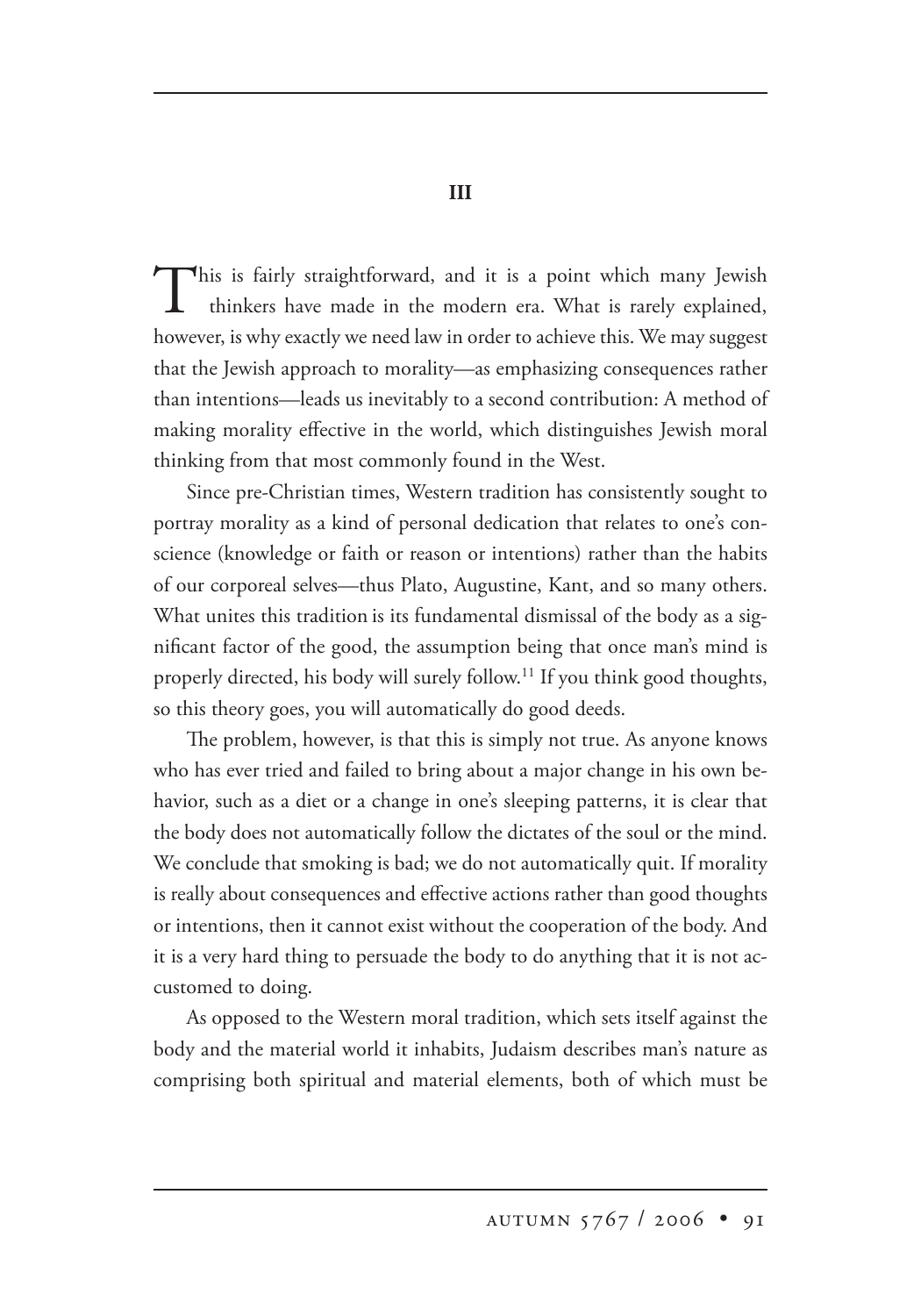## III

This is fairly straightforward, and it is a point which many Jewish thinkers have made in the modern era. What is rarely explained, however, is why exactly we need law in order to achieve this. We may suggest that the Jewish approach to morality—as emphasizing consequences rather than intentions—leads us inevitably to a second contribution: A method of making morality effective in the world, which distinguishes Jewish moral thinking from that most commonly found in the West.

Since pre-Christian times, Western tradition has consistently sought to portray morality as a kind of personal dedication that relates to one's conscience (knowledge or faith or reason or intentions) rather than the habits of our corporeal selves—thus Plato, Augustine, Kant, and so many others. What unites this tradition is its fundamental dismissal of the body as a significant factor of the good, the assumption being that once man's mind is properly directed, his body will surely follow.[11] If you think good thoughts, so this theory goes, you will automatically do good deeds.

The problem, however, is that this is simply not true. As anyone knows who has ever tried and failed to bring about a major change in his own behavior, such as a diet or a change in one's sleeping patterns, it is clear that the body does not automatically follow the dictates of the soul or the mind. We conclude that smoking is bad; we do not automatically quit. If morality is really about consequences and effective actions rather than good thoughts or intentions, then it cannot exist without the cooperation of the body. And it is a very hard thing to persuade the body to do anything that it is not accustomed to doing.

As opposed to the Western moral tradition, which sets itself against the body and the material world it inhabits, Judaism describes man's nature as comprising both spiritual and material elements, both of which must be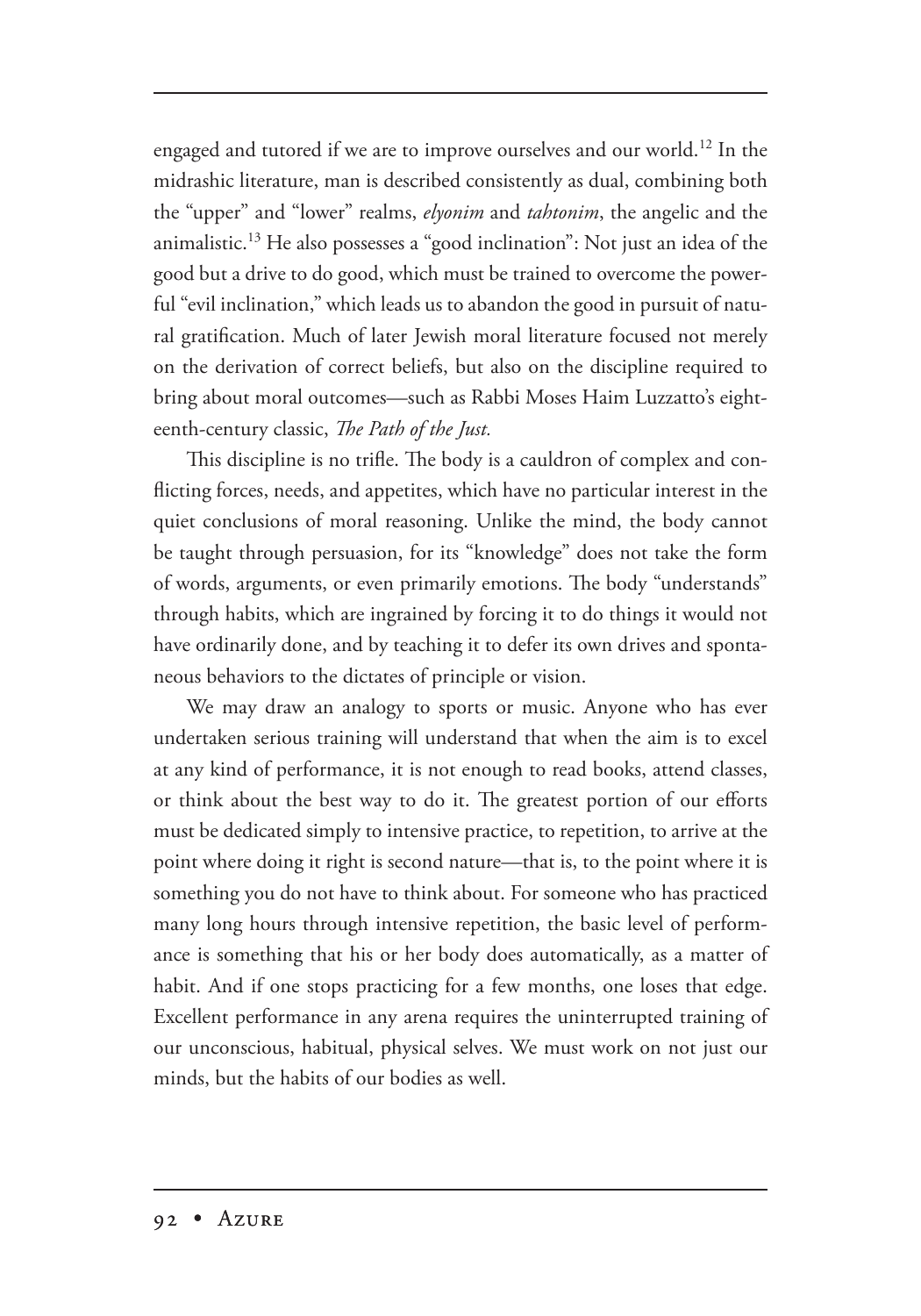engaged and tutored if we are to improve ourselves and our world.[12] In the midrashic literature, man is described consistently as dual, combining both the "upper" and "lower" realms, *elyonim* and *tahtonim*, the angelic and the animalistic.[13] He also possesses a "good inclination": Not just an idea of the good but a drive to do good, which must be trained to overcome the powerful "evil inclination," which leads us to abandon the good in pursuit of natural gratification. Much of later Jewish moral literature focused not merely on the derivation of correct beliefs, but also on the discipline required to bring about moral outcomes—such as Rabbi Moses Haim Luzzatto's eighteenth-century classic, *The Path of the Just.*

This discipline is no trifle. The body is a cauldron of complex and conflicting forces, needs, and appetites, which have no particular interest in the quiet conclusions of moral reasoning. Unlike the mind, the body cannot be taught through persuasion, for its "knowledge" does not take the form of words, arguments, or even primarily emotions. The body "understands" through habits, which are ingrained by forcing it to do things it would not have ordinarily done, and by teaching it to defer its own drives and spontaneous behaviors to the dictates of principle or vision.

We may draw an analogy to sports or music. Anyone who has ever undertaken serious training will understand that when the aim is to excel at any kind of performance, it is not enough to read books, attend classes, or think about the best way to do it. The greatest portion of our efforts must be dedicated simply to intensive practice, to repetition, to arrive at the point where doing it right is second nature—that is, to the point where it is something you do not have to think about. For someone who has practiced many long hours through intensive repetition, the basic level of performance is something that his or her body does automatically, as a matter of habit. And if one stops practicing for a few months, one loses that edge. Excellent performance in any arena requires the uninterrupted training of our unconscious, habitual, physical selves. We must work on not just our minds, but the habits of our bodies as well.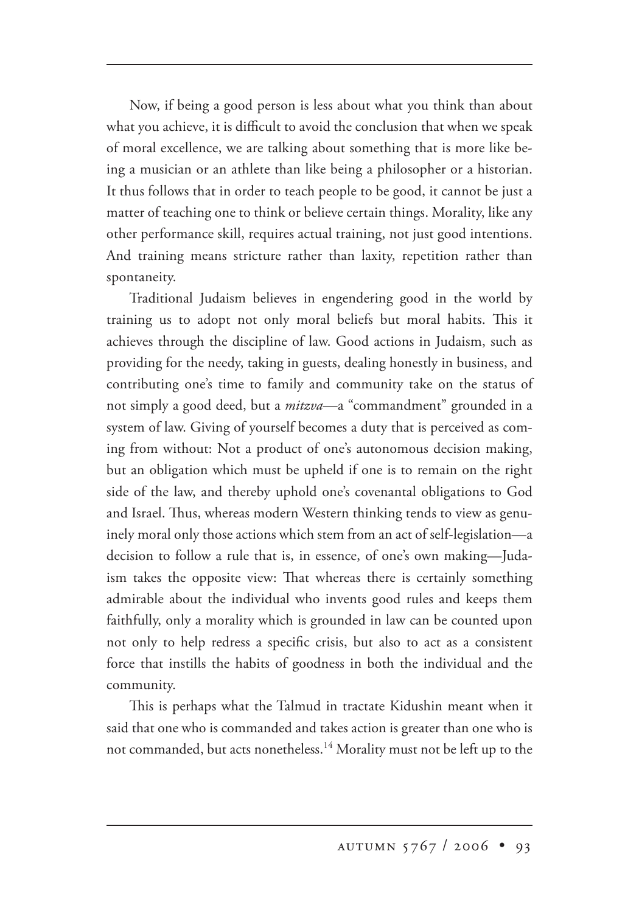Now, if being a good person is less about what you think than about what you achieve, it is difficult to avoid the conclusion that when we speak of moral excellence, we are talking about something that is more like being a musician or an athlete than like being a philosopher or a historian. It thus follows that in order to teach people to be good, it cannot be just a matter of teaching one to think or believe certain things. Morality, like any other performance skill, requires actual training, not just good intentions. And training means stricture rather than laxity, repetition rather than spontaneity.

Traditional Judaism believes in engendering good in the world by training us to adopt not only moral beliefs but moral habits. This it achieves through the discipline of law. Good actions in Judaism, such as providing for the needy, taking in guests, dealing honestly in business, and contributing one's time to family and community take on the status of not simply a good deed, but a *mitzva*—a "commandment" grounded in a system of law. Giving of yourself becomes a duty that is perceived as coming from without: Not a product of one's autonomous decision making, but an obligation which must be upheld if one is to remain on the right side of the law, and thereby uphold one's covenantal obligations to God and Israel. Thus, whereas modern Western thinking tends to view as genuinely moral only those actions which stem from an act of self-legislation—a decision to follow a rule that is, in essence, of one's own making—Judaism takes the opposite view: That whereas there is certainly something admirable about the individual who invents good rules and keeps them faithfully, only a morality which is grounded in law can be counted upon not only to help redress a specific crisis, but also to act as a consistent force that instills the habits of goodness in both the individual and the community.

This is perhaps what the Talmud in tractate Kidushin meant when it said that one who is commanded and takes action is greater than one who is not commanded, but acts nonetheless.[14] Morality must not be left up to the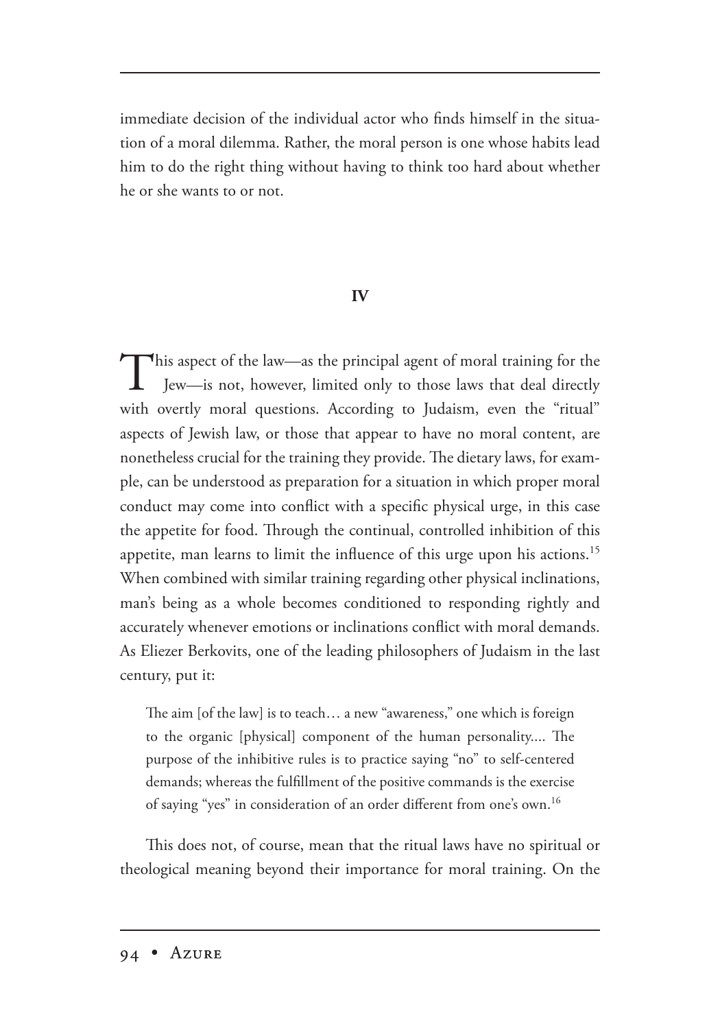immediate decision of the individual actor who finds himself in the situation of a moral dilemma. Rather, the moral person is one whose habits lead him to do the right thing without having to think too hard about whether he or she wants to or not.

## IV

This aspect of the law—as the principal agent of moral training for the Jew—is not, however, limited only to those laws that deal directly with overtly moral questions. According to Judaism, even the "ritual" aspects of Jewish law, or those that appear to have no moral content, are nonetheless crucial for the training they provide. The dietary laws, for example, can be understood as preparation for a situation in which proper moral conduct may come into conflict with a specific physical urge, in this case the appetite for food. Through the continual, controlled inhibition of this appetite, man learns to limit the influence of this urge upon his actions.[15] When combined with similar training regarding other physical inclinations, man's being as a whole becomes conditioned to responding rightly and accurately whenever emotions or inclinations conflict with moral demands. As Eliezer Berkovits, one of the leading philosophers of Judaism in the last century, put it:

> The aim [of the law] is to teach… a new "awareness," one which is foreign to the organic [physical] component of the human personality.... The purpose of the inhibitive rules is to practice saying "no" to self-centered demands; whereas the fulfillment of the positive commands is the exercise of saying "yes" in consideration of an order different from one's own.[16]

This does not, of course, mean that the ritual laws have no spiritual or theological meaning beyond their importance for moral training. On the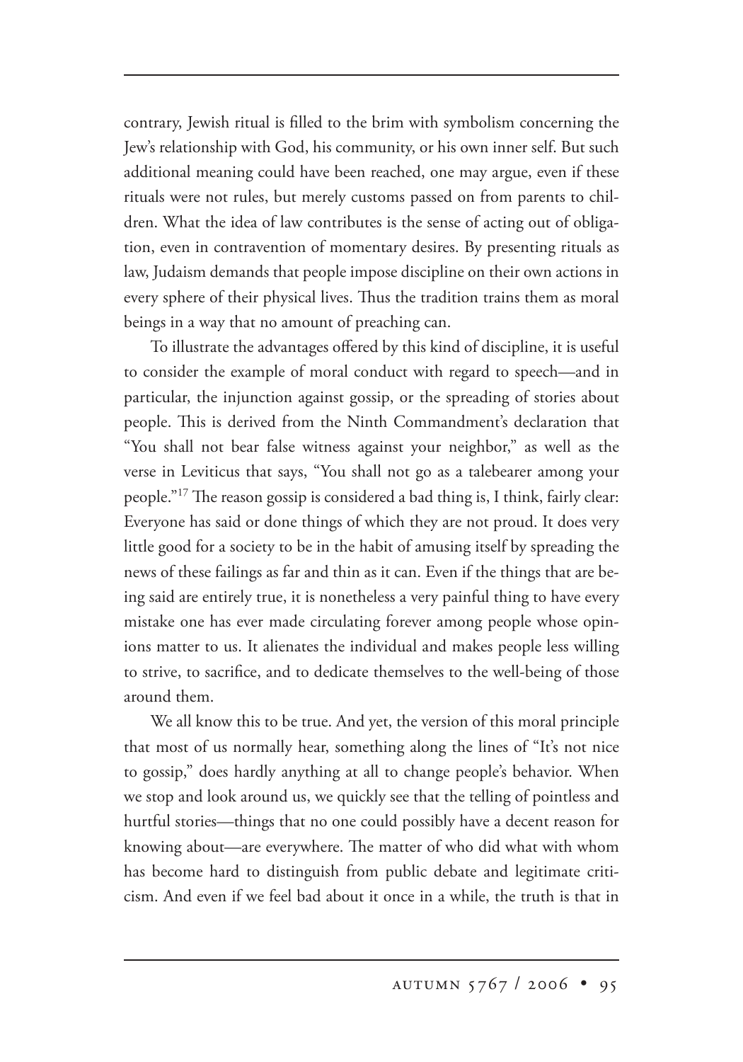contrary, Jewish ritual is filled to the brim with symbolism concerning the Jew's relationship with God, his community, or his own inner self. But such additional meaning could have been reached, one may argue, even if these rituals were not rules, but merely customs passed on from parents to children. What the idea of law contributes is the sense of acting out of obligation, even in contravention of momentary desires. By presenting rituals as law, Judaism demands that people impose discipline on their own actions in every sphere of their physical lives. Thus the tradition trains them as moral beings in a way that no amount of preaching can.

To illustrate the advantages offered by this kind of discipline, it is useful to consider the example of moral conduct with regard to speech—and in particular, the injunction against gossip, or the spreading of stories about people. This is derived from the Ninth Commandment's declaration that "You shall not bear false witness against your neighbor," as well as the verse in Leviticus that says, "You shall not go as a talebearer among your people."[17] The reason gossip is considered a bad thing is, I think, fairly clear: Everyone has said or done things of which they are not proud. It does very little good for a society to be in the habit of amusing itself by spreading the news of these failings as far and thin as it can. Even if the things that are being said are entirely true, it is nonetheless a very painful thing to have every mistake one has ever made circulating forever among people whose opinions matter to us. It alienates the individual and makes people less willing to strive, to sacrifice, and to dedicate themselves to the well-being of those around them.

We all know this to be true. And yet, the version of this moral principle that most of us normally hear, something along the lines of "It's not nice to gossip," does hardly anything at all to change people's behavior. When we stop and look around us, we quickly see that the telling of pointless and hurtful stories—things that no one could possibly have a decent reason for knowing about—are everywhere. The matter of who did what with whom has become hard to distinguish from public debate and legitimate criticism. And even if we feel bad about it once in a while, the truth is that in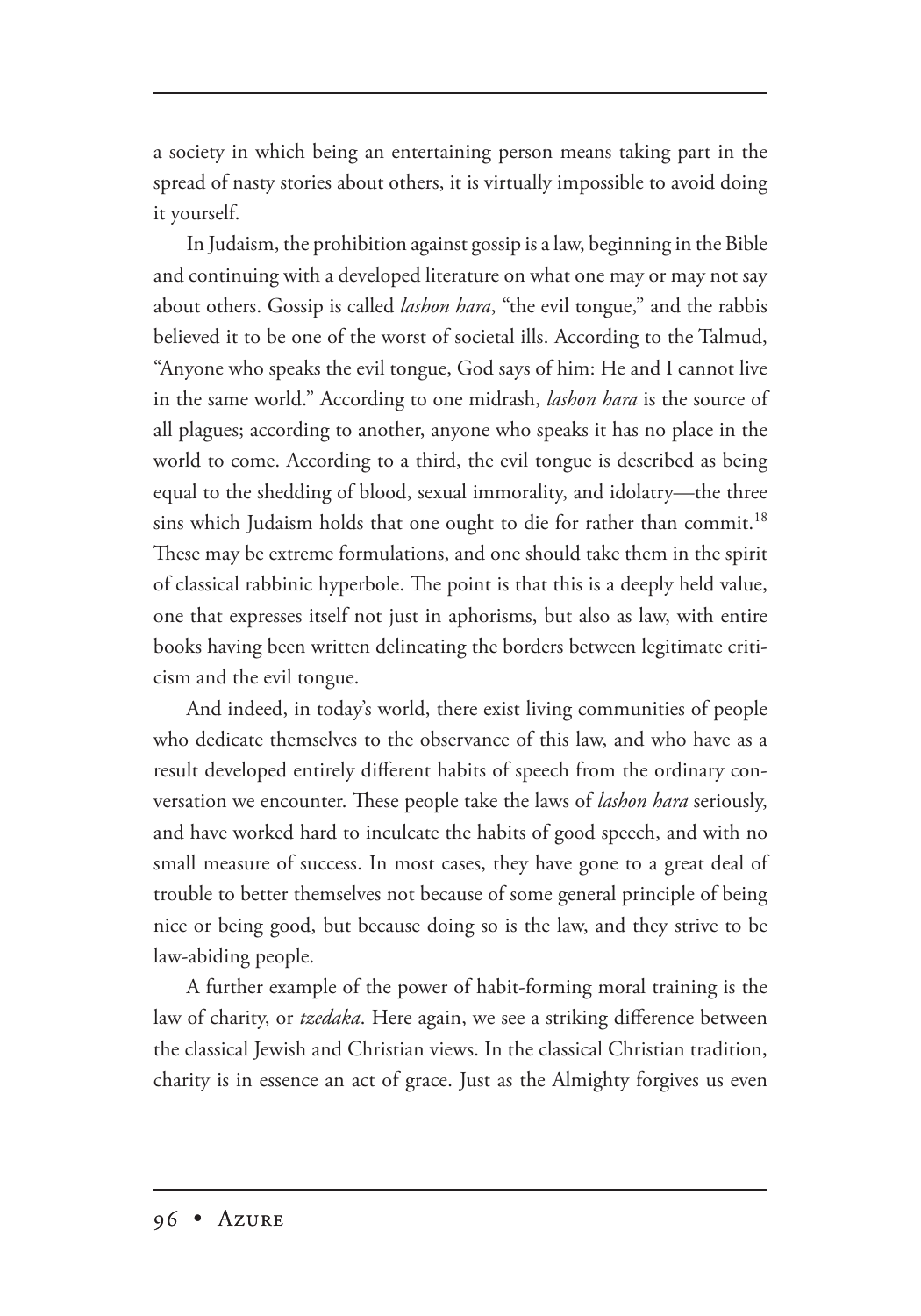a society in which being an entertaining person means taking part in the spread of nasty stories about others, it is virtually impossible to avoid doing it yourself.

In Judaism, the prohibition against gossip is a law, beginning in the Bible and continuing with a developed literature on what one may or may not say about others. Gossip is called *lashon hara*, "the evil tongue," and the rabbis believed it to be one of the worst of societal ills. According to the Talmud, "Anyone who speaks the evil tongue, God says of him: He and I cannot live in the same world." According to one midrash, *lashon hara* is the source of all plagues; according to another, anyone who speaks it has no place in the world to come. According to a third, the evil tongue is described as being equal to the shedding of blood, sexual immorality, and idolatry—the three sins which Judaism holds that one ought to die for rather than commit.[18] These may be extreme formulations, and one should take them in the spirit of classical rabbinic hyperbole. The point is that this is a deeply held value, one that expresses itself not just in aphorisms, but also as law, with entire books having been written delineating the borders between legitimate criticism and the evil tongue.

And indeed, in today's world, there exist living communities of people who dedicate themselves to the observance of this law, and who have as a result developed entirely different habits of speech from the ordinary conversation we encounter. These people take the laws of *lashon hara* seriously, and have worked hard to inculcate the habits of good speech, and with no small measure of success. In most cases, they have gone to a great deal of trouble to better themselves not because of some general principle of being nice or being good, but because doing so is the law, and they strive to be law-abiding people.

A further example of the power of habit-forming moral training is the law of charity, or *tzedaka*. Here again, we see a striking difference between the classical Jewish and Christian views. In the classical Christian tradition, charity is in essence an act of grace. Just as the Almighty forgives us even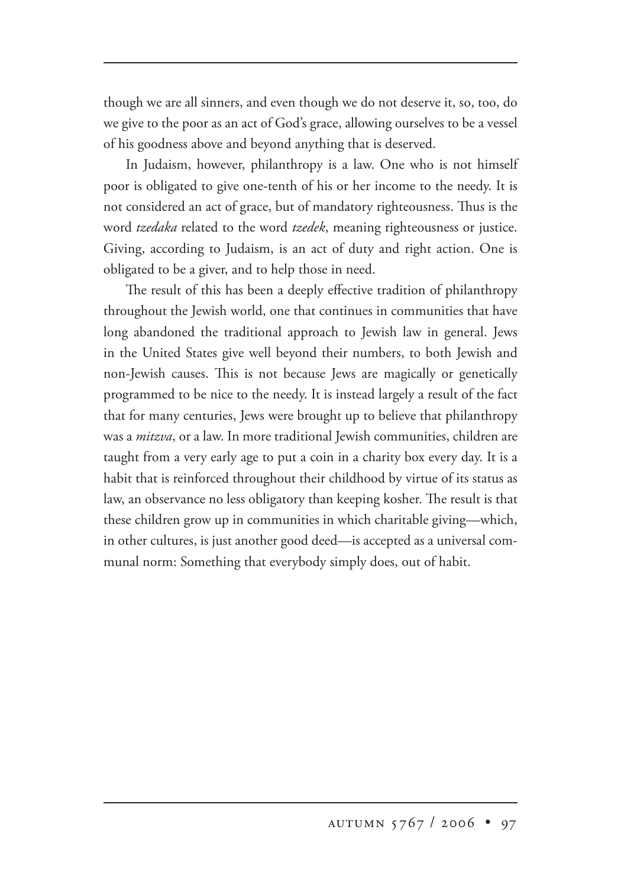though we are all sinners, and even though we do not deserve it, so, too, do we give to the poor as an act of God's grace, allowing ourselves to be a vessel of his goodness above and beyond anything that is deserved.

In Judaism, however, philanthropy is a law. One who is not himself poor is obligated to give one-tenth of his or her income to the needy. It is not considered an act of grace, but of mandatory righteousness. Thus is the word *tzedaka* related to the word *tzedek*, meaning righteousness or justice. Giving, according to Judaism, is an act of duty and right action. One is obligated to be a giver, and to help those in need.

The result of this has been a deeply effective tradition of philanthropy throughout the Jewish world, one that continues in communities that have long abandoned the traditional approach to Jewish law in general. Jews in the United States give well beyond their numbers, to both Jewish and non-Jewish causes. This is not because Jews are magically or genetically programmed to be nice to the needy. It is instead largely a result of the fact that for many centuries, Jews were brought up to believe that philanthropy was a *mitzva*, or a law. In more traditional Jewish communities, children are taught from a very early age to put a coin in a charity box every day. It is a habit that is reinforced throughout their childhood by virtue of its status as law, an observance no less obligatory than keeping kosher. The result is that these children grow up in communities in which charitable giving—which, in other cultures, is just another good deed—is accepted as a universal communal norm: Something that everybody simply does, out of habit.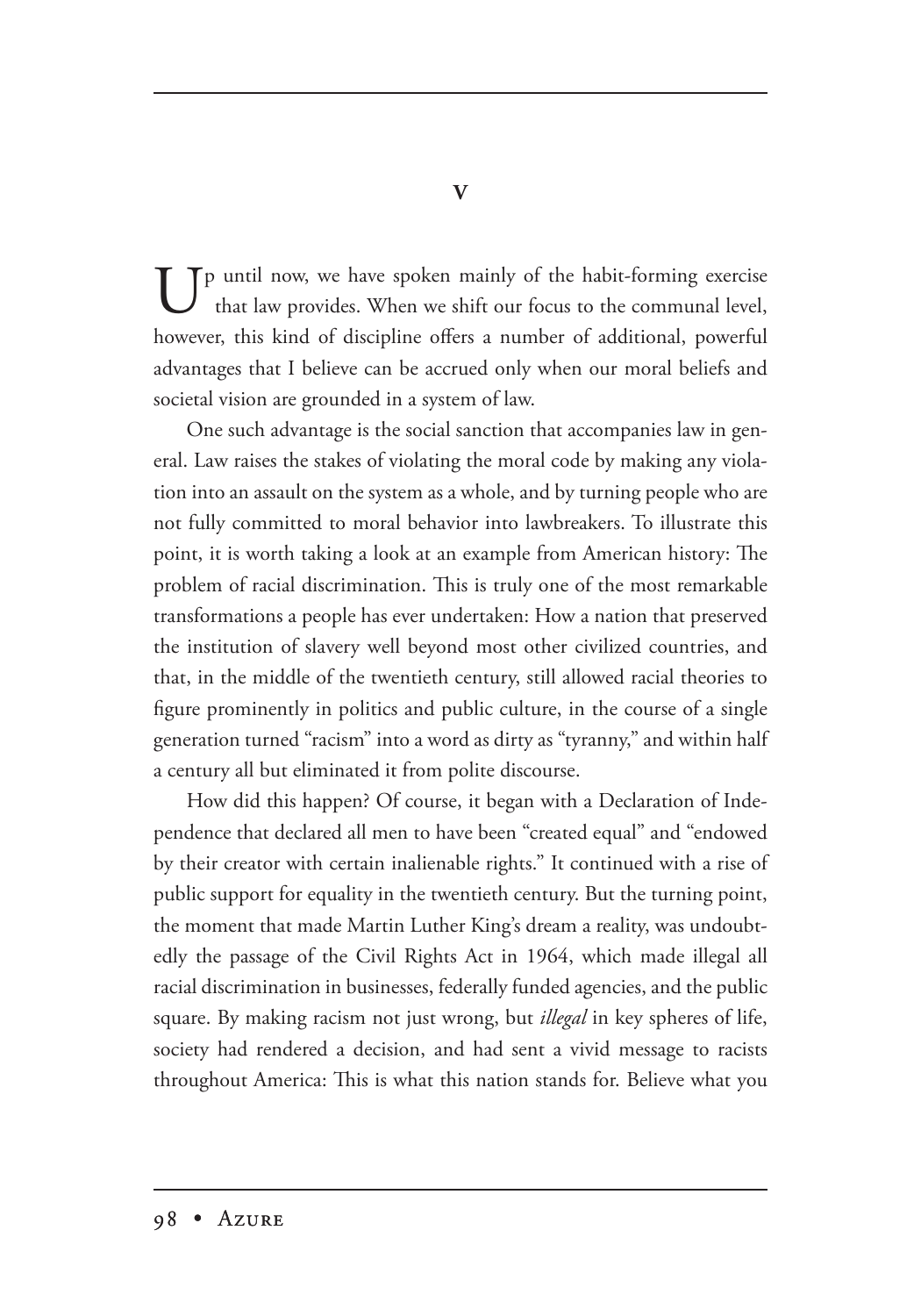## V

Up until now, we have spoken mainly of the habit-forming exercise that law provides. When we shift our focus to the communal level, however, this kind of discipline offers a number of additional, powerful advantages that I believe can be accrued only when our moral beliefs and societal vision are grounded in a system of law.

One such advantage is the social sanction that accompanies law in general. Law raises the stakes of violating the moral code by making any violation into an assault on the system as a whole, and by turning people who are not fully committed to moral behavior into lawbreakers. To illustrate this point, it is worth taking a look at an example from American history: The problem of racial discrimination. This is truly one of the most remarkable transformations a people has ever undertaken: How a nation that preserved the institution of slavery well beyond most other civilized countries, and that, in the middle of the twentieth century, still allowed racial theories to figure prominently in politics and public culture, in the course of a single generation turned "racism" into a word as dirty as "tyranny," and within half a century all but eliminated it from polite discourse.

How did this happen? Of course, it began with a Declaration of Independence that declared all men to have been "created equal" and "endowed by their creator with certain inalienable rights." It continued with a rise of public support for equality in the twentieth century. But the turning point, the moment that made Martin Luther King's dream a reality, was undoubtedly the passage of the Civil Rights Act in 1964, which made illegal all racial discrimination in businesses, federally funded agencies, and the public square. By making racism not just wrong, but *illegal* in key spheres of life, society had rendered a decision, and had sent a vivid message to racists throughout America: This is what this nation stands for. Believe what you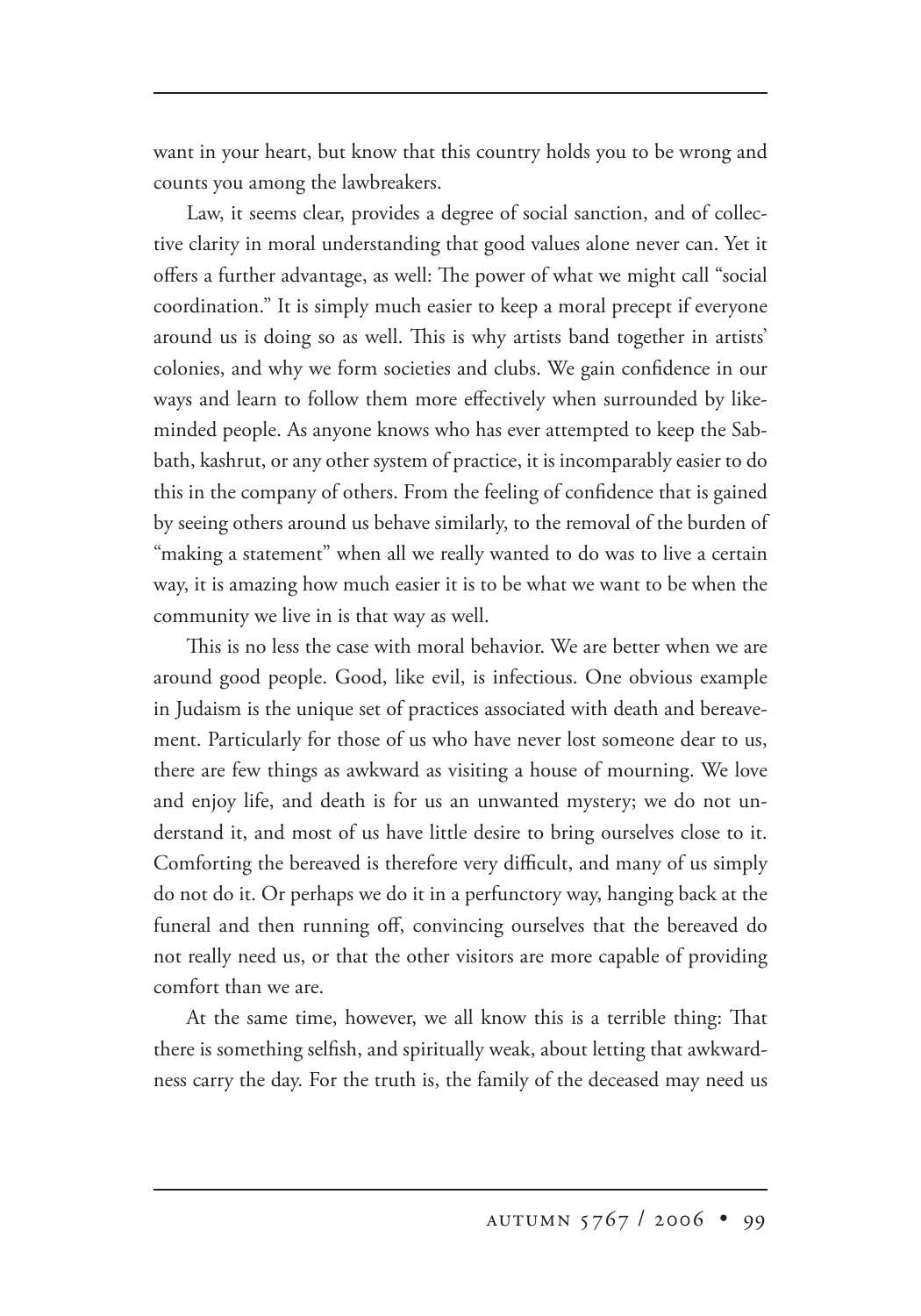want in your heart, but know that this country holds you to be wrong and counts you among the lawbreakers.

Law, it seems clear, provides a degree of social sanction, and of collective clarity in moral understanding that good values alone never can. Yet it offers a further advantage, as well: The power of what we might call "social coordination." It is simply much easier to keep a moral precept if everyone around us is doing so as well. This is why artists band together in artists' colonies, and why we form societies and clubs. We gain confidence in our ways and learn to follow them more effectively when surrounded by like-minded people. As anyone knows who has ever attempted to keep the Sabbath, kashrut, or any other system of practice, it is incomparably easier to do this in the company of others. From the feeling of confidence that is gained by seeing others around us behave similarly, to the removal of the burden of "making a statement" when all we really wanted to do was to live a certain way, it is amazing how much easier it is to be what we want to be when the community we live in is that way as well.

This is no less the case with moral behavior. We are better when we are around good people. Good, like evil, is infectious. One obvious example in Judaism is the unique set of practices associated with death and bereavement. Particularly for those of us who have never lost someone dear to us, there are few things as awkward as visiting a house of mourning. We love and enjoy life, and death is for us an unwanted mystery; we do not understand it, and most of us have little desire to bring ourselves close to it. Comforting the bereaved is therefore very difficult, and many of us simply do not do it. Or perhaps we do it in a perfunctory way, hanging back at the funeral and then running off, convincing ourselves that the bereaved do not really need us, or that the other visitors are more capable of providing comfort than we are.

At the same time, however, we all know this is a terrible thing: That there is something selfish, and spiritually weak, about letting that awkwardness carry the day. For the truth is, the family of the deceased may need us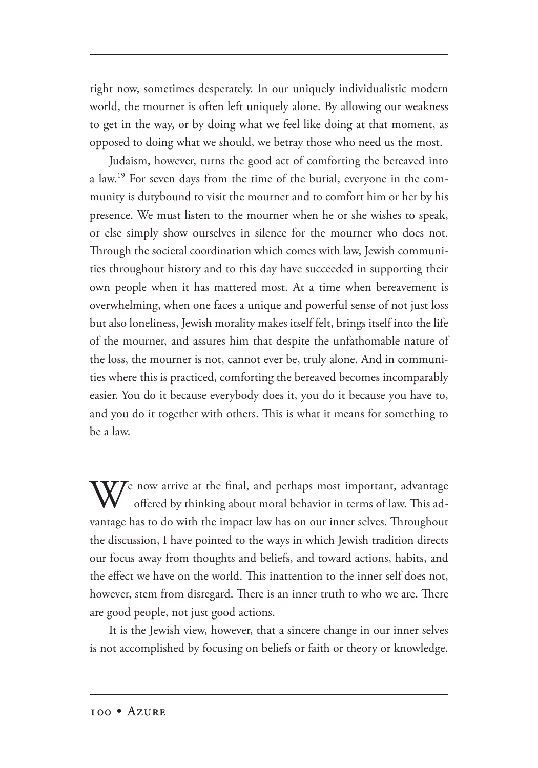right now, sometimes desperately. In our uniquely individualistic modern world, the mourner is often left uniquely alone. By allowing our weakness to get in the way, or by doing what we feel like doing at that moment, as opposed to doing what we should, we betray those who need us the most.

Judaism, however, turns the good act of comforting the bereaved into a law.[19] For seven days from the time of the burial, everyone in the community is dutybound to visit the mourner and to comfort him or her by his presence. We must listen to the mourner when he or she wishes to speak, or else simply show ourselves in silence for the mourner who does not. Through the societal coordination which comes with law, Jewish communities throughout history and to this day have succeeded in supporting their own people when it has mattered most. At a time when bereavement is overwhelming, when one faces a unique and powerful sense of not just loss but also loneliness, Jewish morality makes itself felt, brings itself into the life of the mourner, and assures him that despite the unfathomable nature of the loss, the mourner is not, cannot ever be, truly alone. And in communities where this is practiced, comforting the bereaved becomes incomparably easier. You do it because everybody does it, you do it because you have to, and you do it together with others. This is what it means for something to be a law.

We now arrive at the final, and perhaps most important, advantage offered by thinking about moral behavior in terms of law. This advantage has to do with the impact law has on our inner selves. Throughout the discussion, I have pointed to the ways in which Jewish tradition directs our focus away from thoughts and beliefs, and toward actions, habits, and the effect we have on the world. This inattention to the inner self does not, however, stem from disregard. There is an inner truth to who we are. There are good people, not just good actions.

It is the Jewish view, however, that a sincere change in our inner selves is not accomplished by focusing on beliefs or faith or theory or knowledge.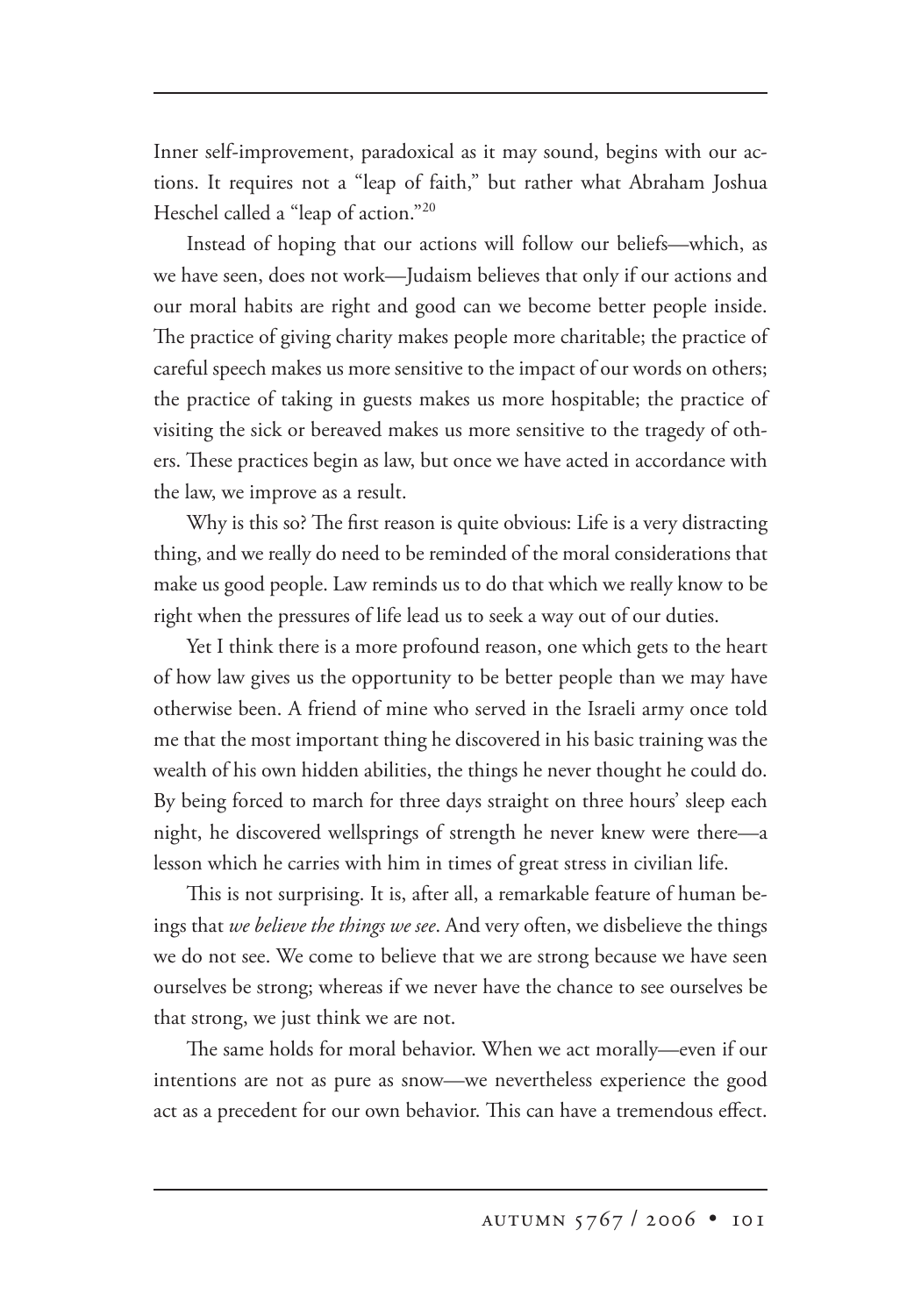Inner self-improvement, paradoxical as it may sound, begins with our actions. It requires not a "leap of faith," but rather what Abraham Joshua Heschel called a "leap of action."[20]

Instead of hoping that our actions will follow our beliefs—which, as we have seen, does not work—Judaism believes that only if our actions and our moral habits are right and good can we become better people inside. The practice of giving charity makes people more charitable; the practice of careful speech makes us more sensitive to the impact of our words on others; the practice of taking in guests makes us more hospitable; the practice of visiting the sick or bereaved makes us more sensitive to the tragedy of others. These practices begin as law, but once we have acted in accordance with the law, we improve as a result.

Why is this so? The first reason is quite obvious: Life is a very distracting thing, and we really do need to be reminded of the moral considerations that make us good people. Law reminds us to do that which we really know to be right when the pressures of life lead us to seek a way out of our duties.

Yet I think there is a more profound reason, one which gets to the heart of how law gives us the opportunity to be better people than we may have otherwise been. A friend of mine who served in the Israeli army once told me that the most important thing he discovered in his basic training was the wealth of his own hidden abilities, the things he never thought he could do. By being forced to march for three days straight on three hours' sleep each night, he discovered wellsprings of strength he never knew were there—a lesson which he carries with him in times of great stress in civilian life.

This is not surprising. It is, after all, a remarkable feature of human beings that *we believe the things we see*. And very often, we disbelieve the things we do not see. We come to believe that we are strong because we have seen ourselves be strong; whereas if we never have the chance to see ourselves be that strong, we just think we are not.

The same holds for moral behavior. When we act morally—even if our intentions are not as pure as snow—we nevertheless experience the good act as a precedent for our own behavior. This can have a tremendous effect.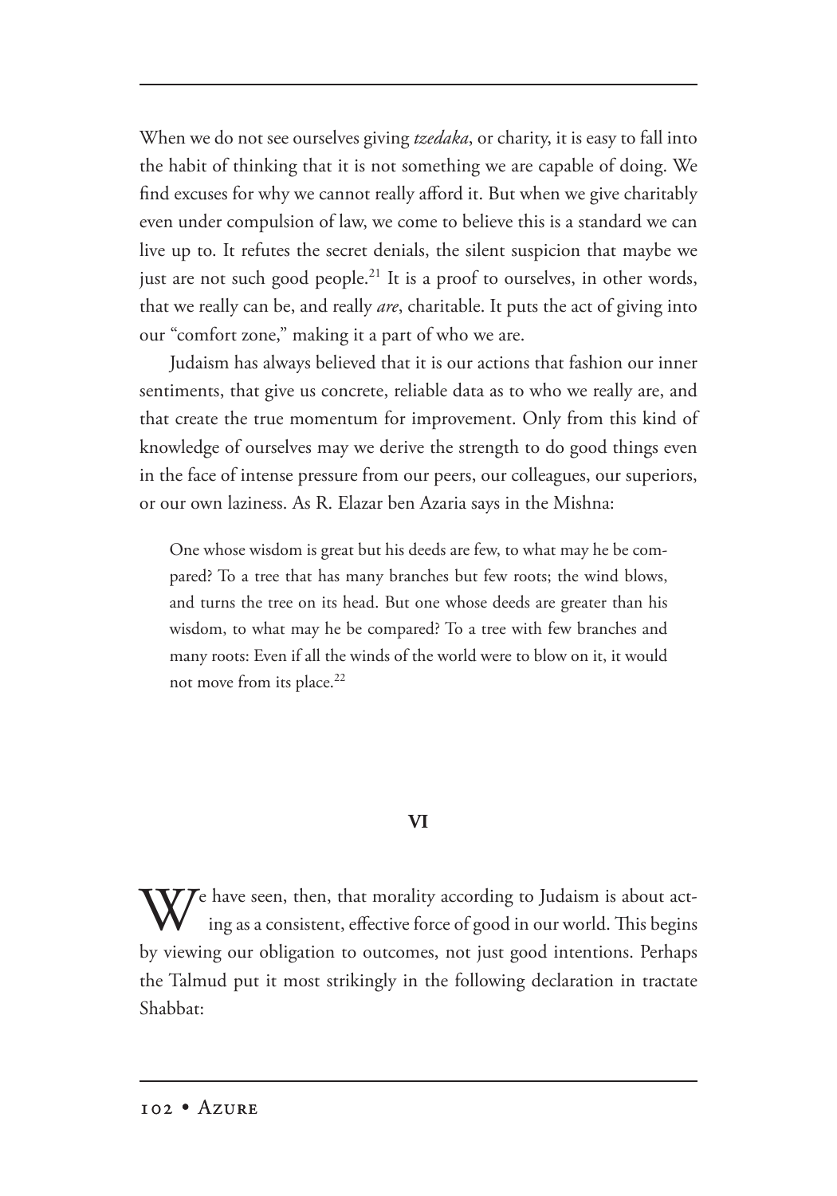When we do not see ourselves giving *tzedaka*, or charity, it is easy to fall into the habit of thinking that it is not something we are capable of doing. We find excuses for why we cannot really afford it. But when we give charitably even under compulsion of law, we come to believe this is a standard we can live up to. It refutes the secret denials, the silent suspicion that maybe we just are not such good people.[21] It is a proof to ourselves, in other words, that we really can be, and really *are*, charitable. It puts the act of giving into our "comfort zone," making it a part of who we are.

Judaism has always believed that it is our actions that fashion our inner sentiments, that give us concrete, reliable data as to who we really are, and that create the true momentum for improvement. Only from this kind of knowledge of ourselves may we derive the strength to do good things even in the face of intense pressure from our peers, our colleagues, our superiors, or our own laziness. As R. Elazar ben Azaria says in the Mishna:

> One whose wisdom is great but his deeds are few, to what may he be compared? To a tree that has many branches but few roots; the wind blows, and turns the tree on its head. But one whose deeds are greater than his wisdom, to what may he be compared? To a tree with few branches and many roots: Even if all the winds of the world were to blow on it, it would not move from its place.[22]

## VI

We have seen, then, that morality according to Judaism is about acting as a consistent, effective force of good in our world. This begins by viewing our obligation to outcomes, not just good intentions. Perhaps the Talmud put it most strikingly in the following declaration in tractate Shabbat: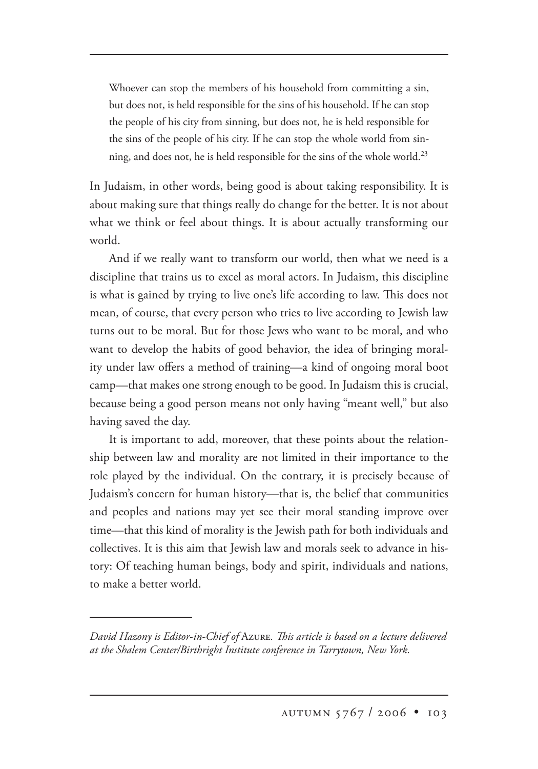> Whoever can stop the members of his household from committing a sin, but does not, is held responsible for the sins of his household. If he can stop the people of his city from sinning, but does not, he is held responsible for the sins of the people of his city. If he can stop the whole world from sinning, and does not, he is held responsible for the sins of the whole world.[23]

In Judaism, in other words, being good is about taking responsibility. It is about making sure that things really do change for the better. It is not about what we think or feel about things. It is about actually transforming our world.

And if we really want to transform our world, then what we need is a discipline that trains us to excel as moral actors. In Judaism, this discipline is what is gained by trying to live one's life according to law. This does not mean, of course, that every person who tries to live according to Jewish law turns out to be moral. But for those Jews who want to be moral, and who want to develop the habits of good behavior, the idea of bringing morality under law offers a method of training—a kind of ongoing moral boot camp—that makes one strong enough to be good. In Judaism this is crucial, because being a good person means not only having "meant well," but also having saved the day.

It is important to add, moreover, that these points about the relationship between law and morality are not limited in their importance to the role played by the individual. On the contrary, it is precisely because of Judaism's concern for human history—that is, the belief that communities and peoples and nations may yet see their moral standing improve over time—that this kind of morality is the Jewish path for both individuals and collectives. It is this aim that Jewish law and morals seek to advance in history: Of teaching human beings, body and spirit, individuals and nations, to make a better world.

---

*David Hazony is Editor-in-Chief of* Azure. *This article is based on a lecture delivered at the Shalem Center/Birthright Institute conference in Tarrytown, New York.*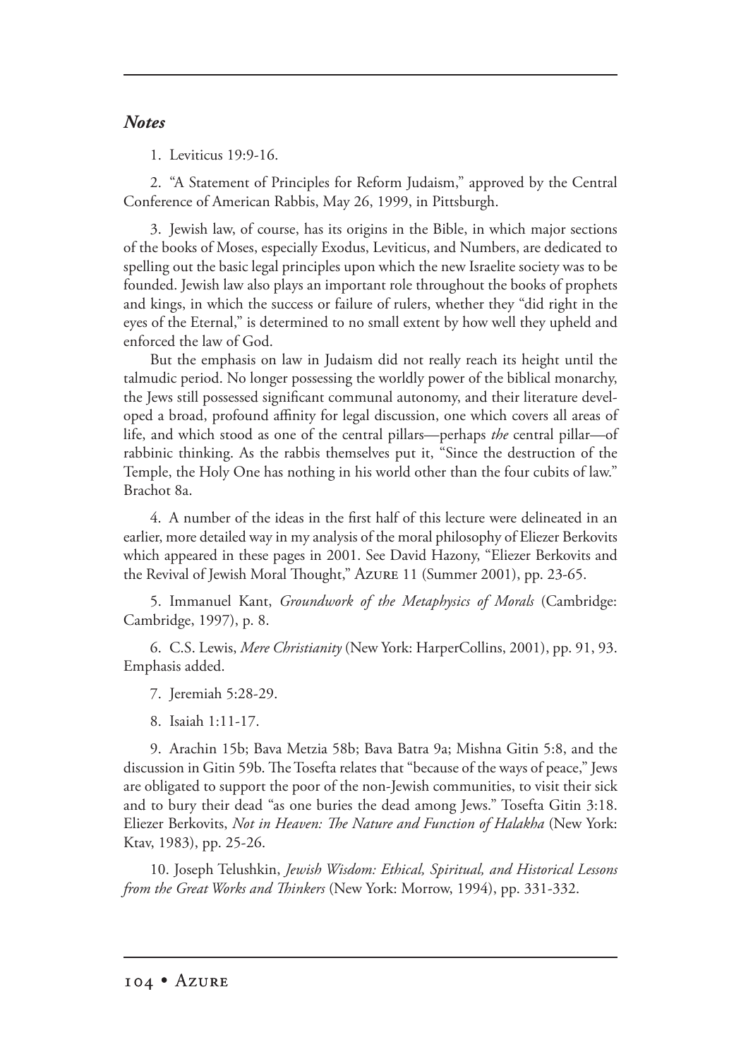***Notes***

1. Leviticus 19:9-16.

2. "A Statement of Principles for Reform Judaism," approved by the Central Conference of American Rabbis, May 26, 1999, in Pittsburgh.

3. Jewish law, of course, has its origins in the Bible, in which major sections of the books of Moses, especially Exodus, Leviticus, and Numbers, are dedicated to spelling out the basic legal principles upon which the new Israelite society was to be founded. Jewish law also plays an important role throughout the books of prophets and kings, in which the success or failure of rulers, whether they "did right in the eyes of the Eternal," is determined to no small extent by how well they upheld and enforced the law of God.

But the emphasis on law in Judaism did not really reach its height until the talmudic period. No longer possessing the worldly power of the biblical monarchy, the Jews still possessed significant communal autonomy, and their literature developed a broad, profound affinity for legal discussion, one which covers all areas of life, and which stood as one of the central pillars—perhaps *the* central pillar—of rabbinic thinking. As the rabbis themselves put it, "Since the destruction of the Temple, the Holy One has nothing in his world other than the four cubits of law." Brachot 8a.

4. A number of the ideas in the first half of this lecture were delineated in an earlier, more detailed way in my analysis of the moral philosophy of Eliezer Berkovits which appeared in these pages in 2001. See David Hazony, "Eliezer Berkovits and the Revival of Jewish Moral Thought," Azure 11 (Summer 2001), pp. 23-65.

5. Immanuel Kant, *Groundwork of the Metaphysics of Morals* (Cambridge: Cambridge, 1997), p. 8.

6. C.S. Lewis, *Mere Christianity* (New York: HarperCollins, 2001), pp. 91, 93. Emphasis added.

7. Jeremiah 5:28-29.

8. Isaiah 1:11-17.

9. Arachin 15b; Bava Metzia 58b; Bava Batra 9a; Mishna Gitin 5:8, and the discussion in Gitin 59b. The Tosefta relates that "because of the ways of peace," Jews are obligated to support the poor of the non-Jewish communities, to visit their sick and to bury their dead "as one buries the dead among Jews." Tosefta Gitin 3:18. Eliezer Berkovits, *Not in Heaven: The Nature and Function of Halakha* (New York: Ktav, 1983), pp. 25-26.

10. Joseph Telushkin, *Jewish Wisdom: Ethical, Spiritual, and Historical Lessons from the Great Works and Thinkers* (New York: Morrow, 1994), pp. 331-332.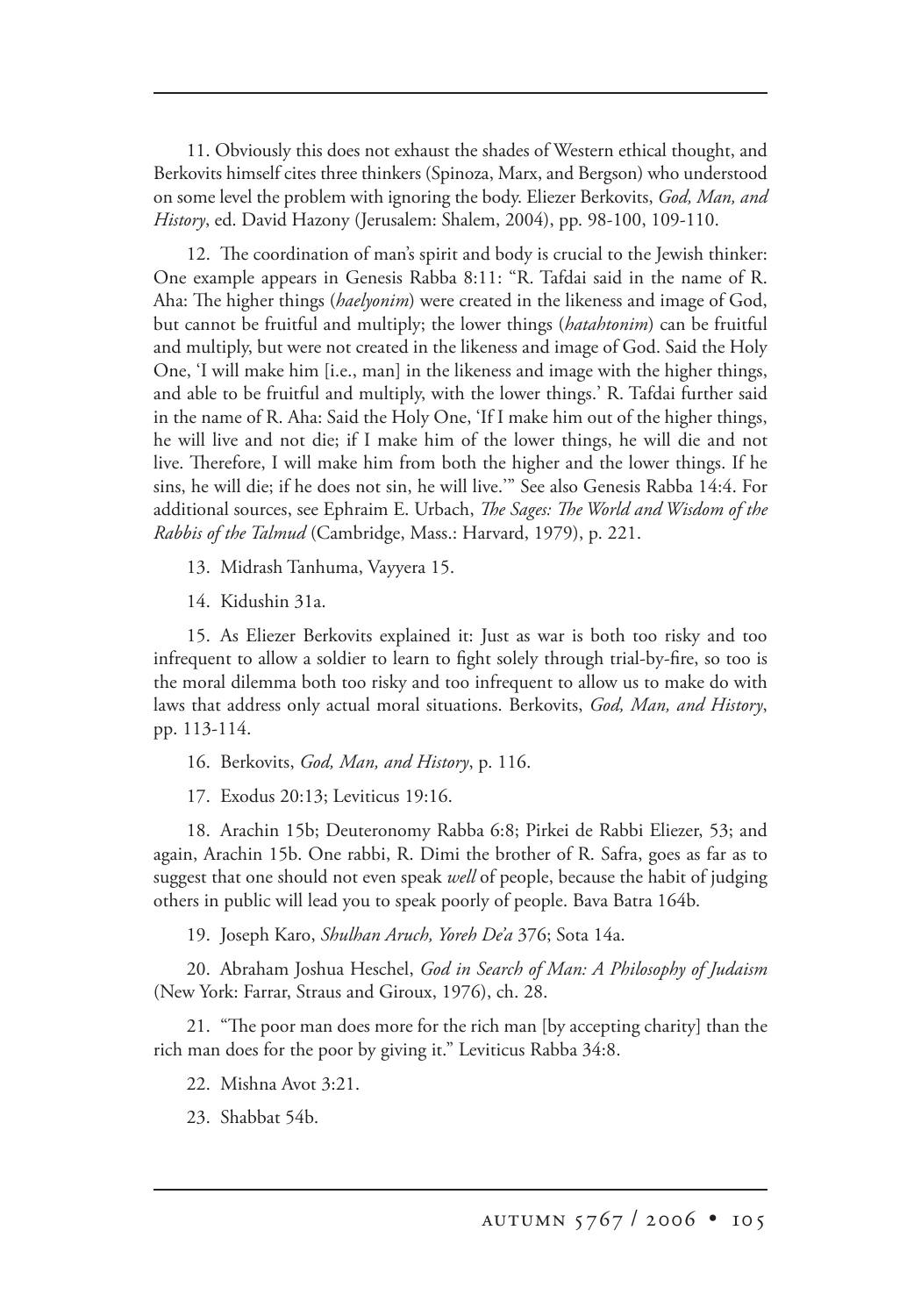11. Obviously this does not exhaust the shades of Western ethical thought, and Berkovits himself cites three thinkers (Spinoza, Marx, and Bergson) who understood on some level the problem with ignoring the body. Eliezer Berkovits, *God, Man, and History*, ed. David Hazony (Jerusalem: Shalem, 2004), pp. 98-100, 109-110.

12. The coordination of man's spirit and body is crucial to the Jewish thinker: One example appears in Genesis Rabba 8:11: "R. Tafdai said in the name of R. Aha: The higher things (*haelyonim*) were created in the likeness and image of God, but cannot be fruitful and multiply; the lower things (*hatahtonim*) can be fruitful and multiply, but were not created in the likeness and image of God. Said the Holy One, 'I will make him [i.e., man] in the likeness and image with the higher things, and able to be fruitful and multiply, with the lower things.' R. Tafdai further said in the name of R. Aha: Said the Holy One, 'If I make him out of the higher things, he will live and not die; if I make him of the lower things, he will die and not live. Therefore, I will make him from both the higher and the lower things. If he sins, he will die; if he does not sin, he will live.'" See also Genesis Rabba 14:4. For additional sources, see Ephraim E. Urbach, *The Sages: The World and Wisdom of the Rabbis of the Talmud* (Cambridge, Mass.: Harvard, 1979), p. 221.

13. Midrash Tanhuma, Vayyera 15.

14. Kidushin 31a.

15. As Eliezer Berkovits explained it: Just as war is both too risky and too infrequent to allow a soldier to learn to fight solely through trial-by-fire, so too is the moral dilemma both too risky and too infrequent to allow us to make do with laws that address only actual moral situations. Berkovits, *God, Man, and History*, pp. 113-114.

16. Berkovits, *God, Man, and History*, p. 116.

17. Exodus 20:13; Leviticus 19:16.

18. Arachin 15b; Deuteronomy Rabba 6:8; Pirkei de Rabbi Eliezer, 53; and again, Arachin 15b. One rabbi, R. Dimi the brother of R. Safra, goes as far as to suggest that one should not even speak *well* of people, because the habit of judging others in public will lead you to speak poorly of people. Bava Batra 164b.

19. Joseph Karo, *Shulhan Aruch, Yoreh De'a* 376; Sota 14a.

20. Abraham Joshua Heschel, *God in Search of Man: A Philosophy of Judaism* (New York: Farrar, Straus and Giroux, 1976), ch. 28.

21. "The poor man does more for the rich man [by accepting charity] than the rich man does for the poor by giving it." Leviticus Rabba 34:8.

22. Mishna Avot 3:21.

23. Shabbat 54b.